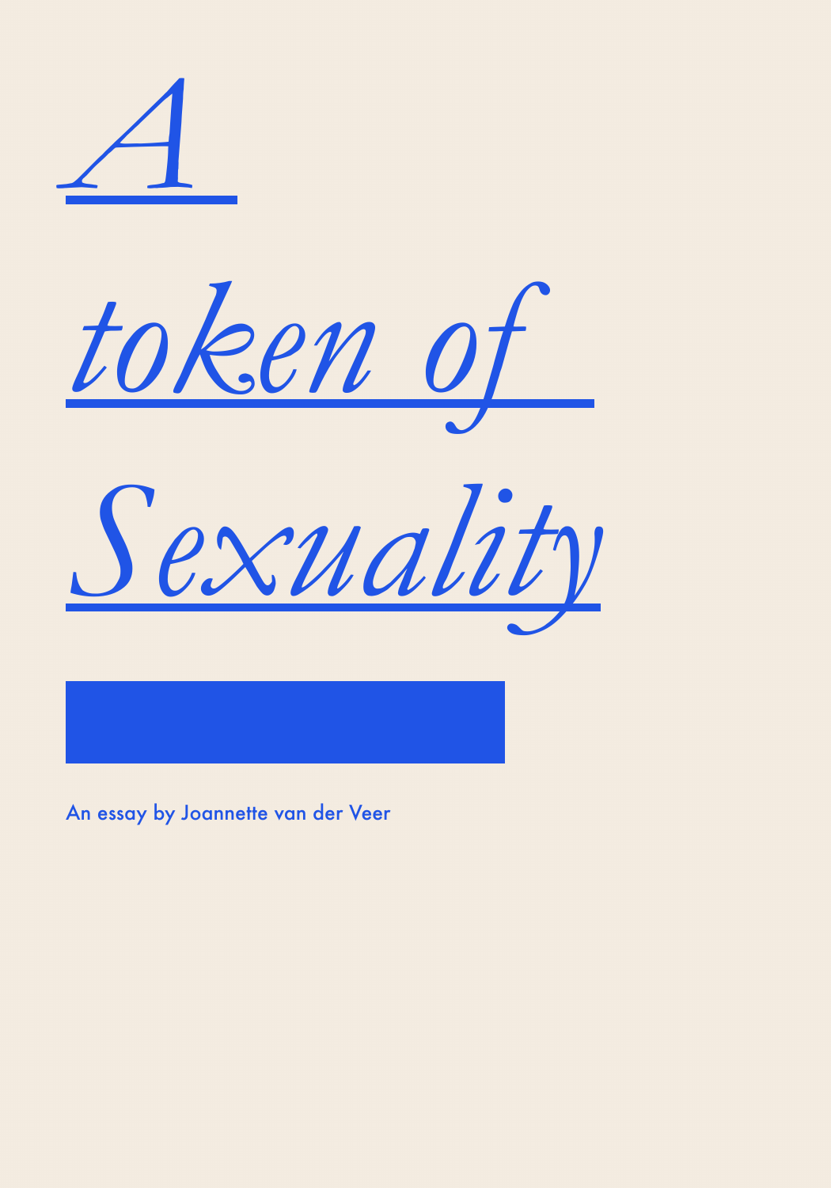# *A token of Sexuality*

An essay by Joannette van der Veer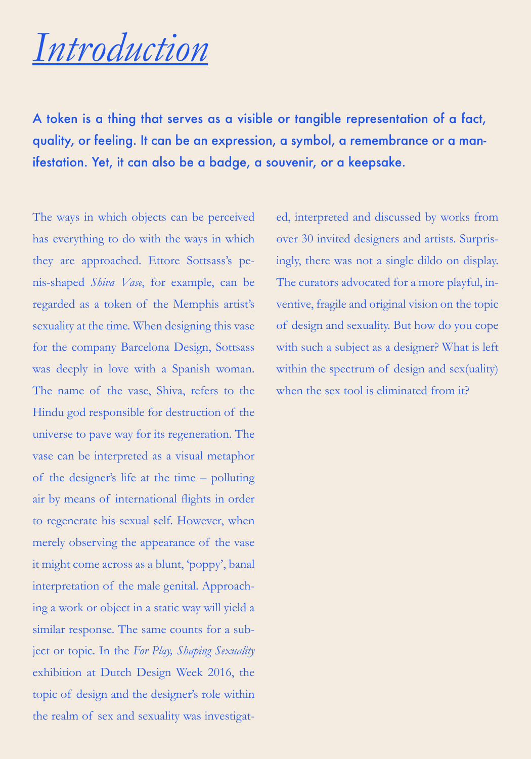# *Introduction*

**A token is a thing that serves as a visible or tangible representation of a fact, quality, or feeling. It can be an expression, a symbol, a remembrance or a manifestation. Yet, it can also be a badge, a souvenir, or a keepsake.**

The ways in which objects can be perceived has everything to do with the ways in which they are approached. Ettore Sottsass's penis-shaped *Shiva Vase*, for example, can be regarded as a token of the Memphis artist's sexuality at the time. When designing this vase for the company Barcelona Design, Sottsass was deeply in love with a Spanish woman. The name of the vase, Shiva, refers to the Hindu god responsible for destruction of the universe to pave way for its regeneration. The vase can be interpreted as a visual metaphor of the designer's life at the time – polluting air by means of international flights in order to regenerate his sexual self. However, when merely observing the appearance of the vase it might come across as a blunt, 'poppy', banal interpretation of the male genital. Approaching a work or object in a static way will yield a similar response. The same counts for a subject or topic. In the *For Play, Shaping Sexuality* exhibition at Dutch Design Week 2016, the topic of design and the designer's role within the realm of sex and sexuality was investigated, interpreted and discussed by works from over 30 invited designers and artists. Surprisingly, there was not a single dildo on display. The curators advocated for a more playful, inventive, fragile and original vision on the topic of design and sexuality. But how do you cope with such a subject as a designer? What is left within the spectrum of design and sex(uality) when the sex tool is eliminated from it?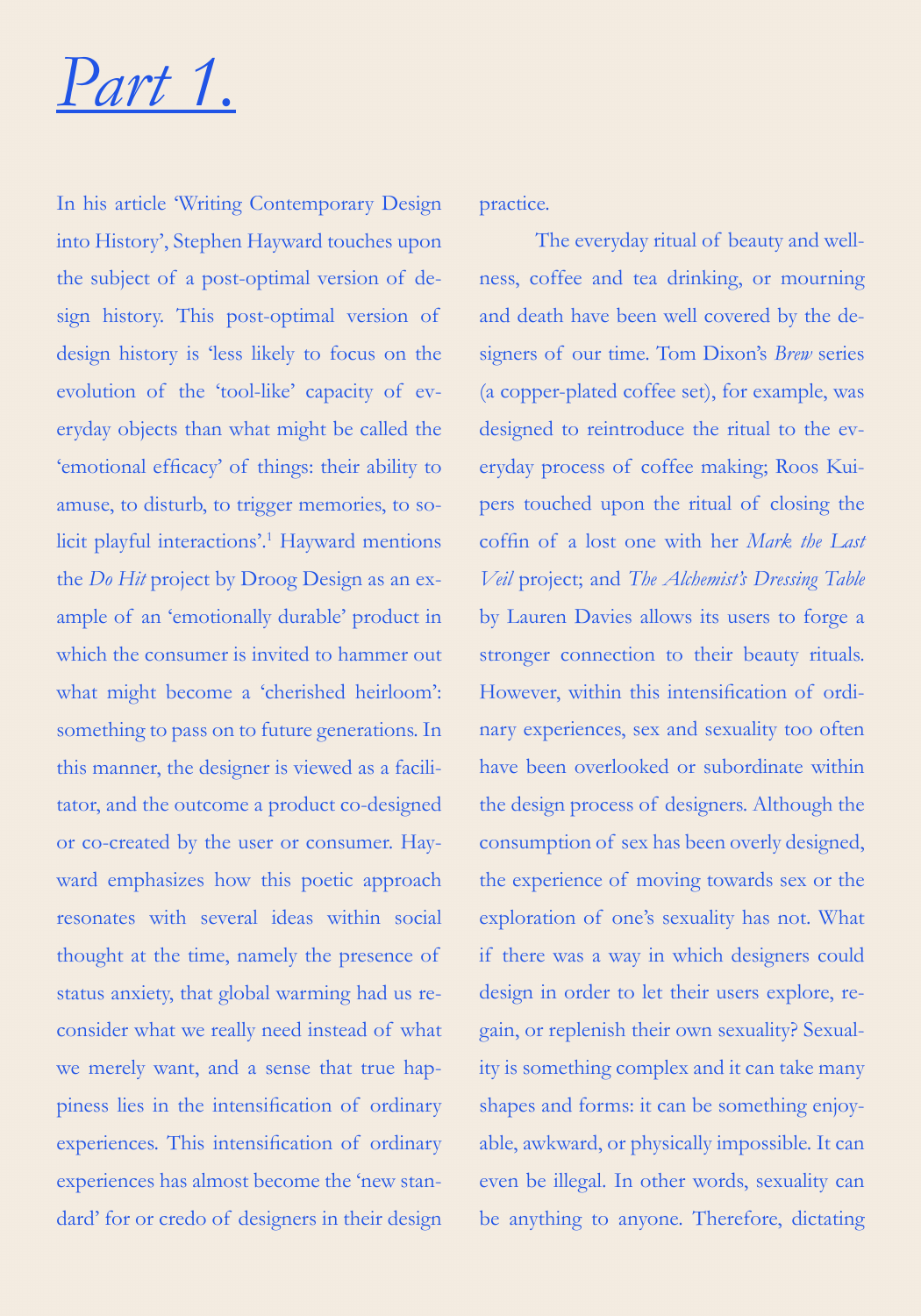# *Part 1.*

In his article 'Writing Contemporary Design into History', Stephen Hayward touches upon the subject of a post-optimal version of design history. This post-optimal version of design history is 'less likely to focus on the evolution of the 'tool-like' capacity of everyday objects than what might be called the 'emotional efficacy' of things: their ability to amuse, to disturb, to trigger memories, to solicit playful interactions'.[1] Hayward mentions the *Do Hit* project by Droog Design as an example of an 'emotionally durable' product in which the consumer is invited to hammer out what might become a 'cherished heirloom': something to pass on to future generations. In this manner, the designer is viewed as a facilitator, and the outcome a product co-designed or co-created by the user or consumer. Hayward emphasizes how this poetic approach resonates with several ideas within social thought at the time, namely the presence of status anxiety, that global warming had us reconsider what we really need instead of what we merely want, and a sense that true happiness lies in the intensification of ordinary experiences. This intensification of ordinary experiences has almost become the 'new standard' for or credo of designers in their design practice.

The everyday ritual of beauty and wellness, coffee and tea drinking, or mourning and death have been well covered by the designers of our time. Tom Dixon's *Brew* series (a copper-plated coffee set), for example, was designed to reintroduce the ritual to the everyday process of coffee making; Roos Kuipers touched upon the ritual of closing the coffin of a lost one with her *Mark the Last Veil* project; and *The Alchemist's Dressing Table* by Lauren Davies allows its users to forge a stronger connection to their beauty rituals. However, within this intensification of ordinary experiences, sex and sexuality too often have been overlooked or subordinate within the design process of designers. Although the consumption of sex has been overly designed, the experience of moving towards sex or the exploration of one's sexuality has not. What if there was a way in which designers could design in order to let their users explore, regain, or replenish their own sexuality? Sexuality is something complex and it can take many shapes and forms: it can be something enjoyable, awkward, or physically impossible. It can even be illegal. In other words, sexuality can be anything to anyone. Therefore, dictating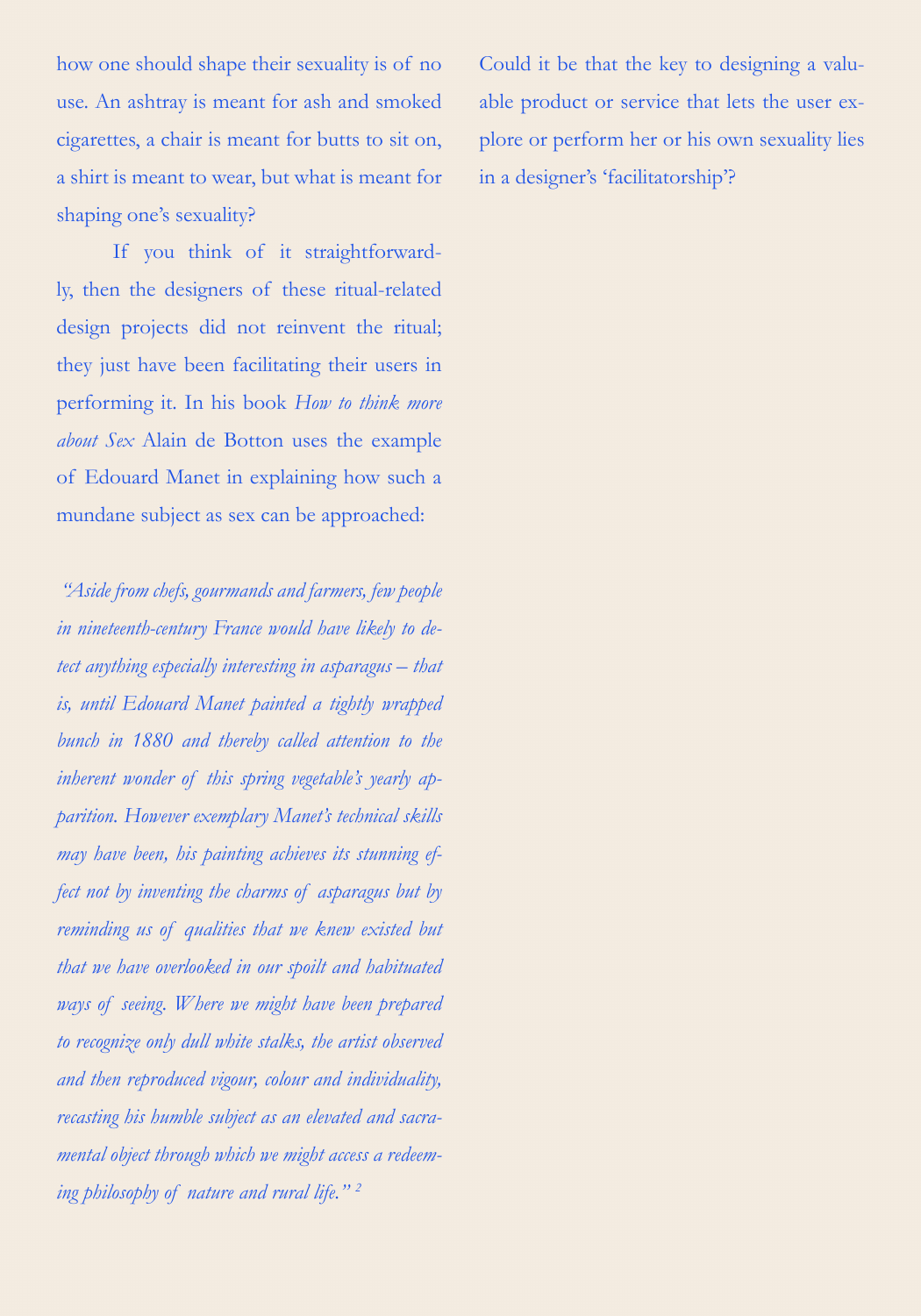how one should shape their sexuality is of no use. An ashtray is meant for ash and smoked cigarettes, a chair is meant for butts to sit on, a shirt is meant to wear, but what is meant for shaping one's sexuality?

If you think of it straightforwardly, then the designers of these ritual-related design projects did not reinvent the ritual; they just have been facilitating their users in performing it. In his book *How to think more about Sex* Alain de Botton uses the example of Edouard Manet in explaining how such a mundane subject as sex can be approached:

*"Aside from chefs, gourmands and farmers, few people in nineteenth-century France would have likely to detect anything especially interesting in asparagus – that is, until Edouard Manet painted a tightly wrapped bunch in 1880 and thereby called attention to the inherent wonder of this spring vegetable's yearly apparition. However exemplary Manet's technical skills may have been, his painting achieves its stunning effect not by inventing the charms of asparagus but by reminding us of qualities that we knew existed but that we have overlooked in our spoilt and habituated ways of seeing. Where we might have been prepared to recognize only dull white stalks, the artist observed and then reproduced vigour, colour and individuality, recasting his humble subject as an elevated and sacramental object through which we might access a redeeming philosophy of nature and rural life."* [2]

Could it be that the key to designing a valuable product or service that lets the user explore or perform her or his own sexuality lies in a designer's 'facilitatorship'?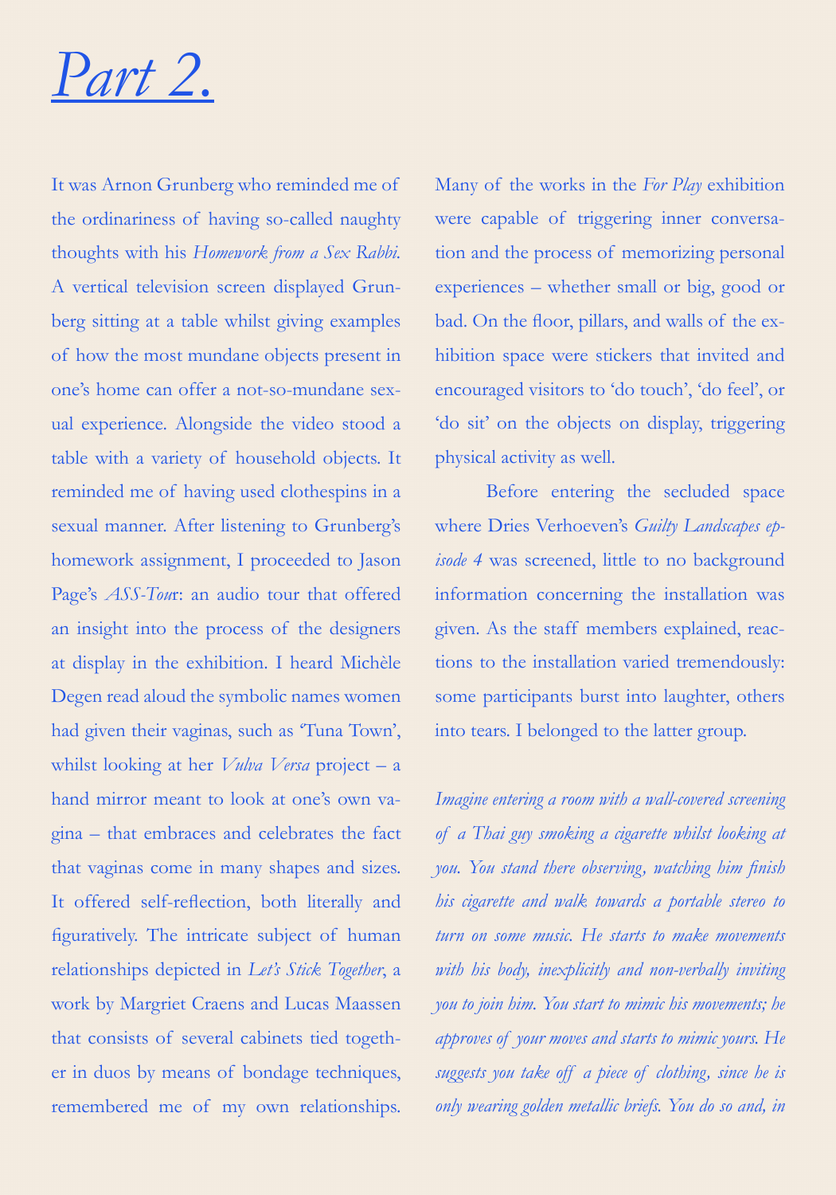# *Part 2.*

It was Arnon Grunberg who reminded me of the ordinariness of having so-called naughty thoughts with his *Homework from a Sex Rabbi*. A vertical television screen displayed Grunberg sitting at a table whilst giving examples of how the most mundane objects present in one's home can offer a not-so-mundane sexual experience. Alongside the video stood a table with a variety of household objects. It reminded me of having used clothespins in a sexual manner. After listening to Grunberg's homework assignment, I proceeded to Jason Page's *ASS-Tour*: an audio tour that offered an insight into the process of the designers at display in the exhibition. I heard Michèle Degen read aloud the symbolic names women had given their vaginas, such as 'Tuna Town', whilst looking at her *Vulva Versa* project – a hand mirror meant to look at one's own vagina – that embraces and celebrates the fact that vaginas come in many shapes and sizes. It offered self-reflection, both literally and figuratively. The intricate subject of human relationships depicted in *Let's Stick Together*, a work by Margriet Craens and Lucas Maassen that consists of several cabinets tied together in duos by means of bondage techniques, remembered me of my own relationships. Many of the works in the *For Play* exhibition were capable of triggering inner conversation and the process of memorizing personal experiences – whether small or big, good or bad. On the floor, pillars, and walls of the exhibition space were stickers that invited and encouraged visitors to 'do touch', 'do feel', or 'do sit' on the objects on display, triggering physical activity as well.

Before entering the secluded space where Dries Verhoeven's *Guilty Landscapes episode 4* was screened, little to no background information concerning the installation was given. As the staff members explained, reactions to the installation varied tremendously: some participants burst into laughter, others into tears. I belonged to the latter group.

*Imagine entering a room with a wall-covered screening of a Thai guy smoking a cigarette whilst looking at you. You stand there observing, watching him finish his cigarette and walk towards a portable stereo to turn on some music. He starts to make movements with his body, inexplicitly and non-verbally inviting you to join him. You start to mimic his movements; he approves of your moves and starts to mimic yours. He suggests you take off a piece of clothing, since he is only wearing golden metallic briefs. You do so and, in*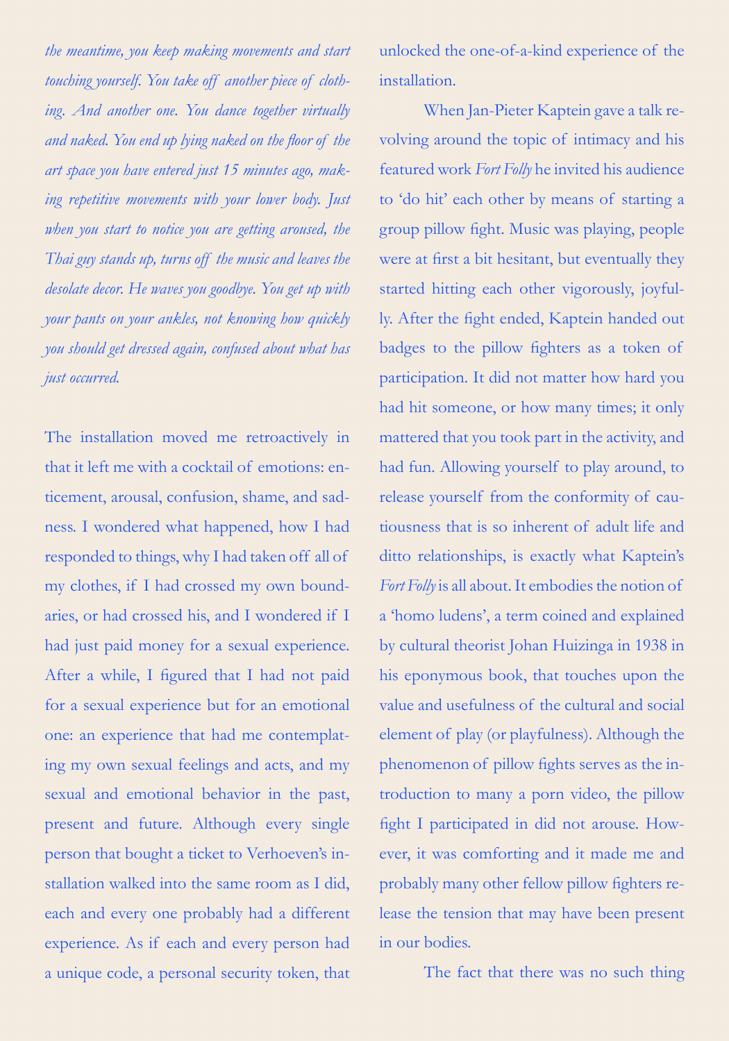*the meantime, you keep making movements and start touching yourself. You take off another piece of clothing. And another one. You dance together virtually and naked. You end up lying naked on the floor of the art space you have entered just 15 minutes ago, making repetitive movements with your lower body. Just when you start to notice you are getting aroused, the Thai guy stands up, turns off the music and leaves the desolate decor. He waves you goodbye. You get up with your pants on your ankles, not knowing how quickly you should get dressed again, confused about what has just occurred.*

The installation moved me retroactively in that it left me with a cocktail of emotions: enticement, arousal, confusion, shame, and sadness. I wondered what happened, how I had responded to things, why I had taken off all of my clothes, if I had crossed my own boundaries, or had crossed his, and I wondered if I had just paid money for a sexual experience. After a while, I figured that I had not paid for a sexual experience but for an emotional one: an experience that had me contemplating my own sexual feelings and acts, and my sexual and emotional behavior in the past, present and future. Although every single person that bought a ticket to Verhoeven's installation walked into the same room as I did, each and every one probably had a different experience. As if each and every person had a unique code, a personal security token, that unlocked the one-of-a-kind experience of the installation.

When Jan-Pieter Kaptein gave a talk revolving around the topic of intimacy and his featured work *Fort Folly* he invited his audience to 'do hit' each other by means of starting a group pillow fight. Music was playing, people were at first a bit hesitant, but eventually they started hitting each other vigorously, joyfully. After the fight ended, Kaptein handed out badges to the pillow fighters as a token of participation. It did not matter how hard you had hit someone, or how many times; it only mattered that you took part in the activity, and had fun. Allowing yourself to play around, to release yourself from the conformity of cautiousness that is so inherent of adult life and ditto relationships, is exactly what Kaptein's *Fort Folly* is all about. It embodies the notion of a 'homo ludens', a term coined and explained by cultural theorist Johan Huizinga in 1938 in his eponymous book, that touches upon the value and usefulness of the cultural and social element of play (or playfulness). Although the phenomenon of pillow fights serves as the introduction to many a porn video, the pillow fight I participated in did not arouse. However, it was comforting and it made me and probably many other fellow pillow fighters release the tension that may have been present in our bodies.

The fact that there was no such thing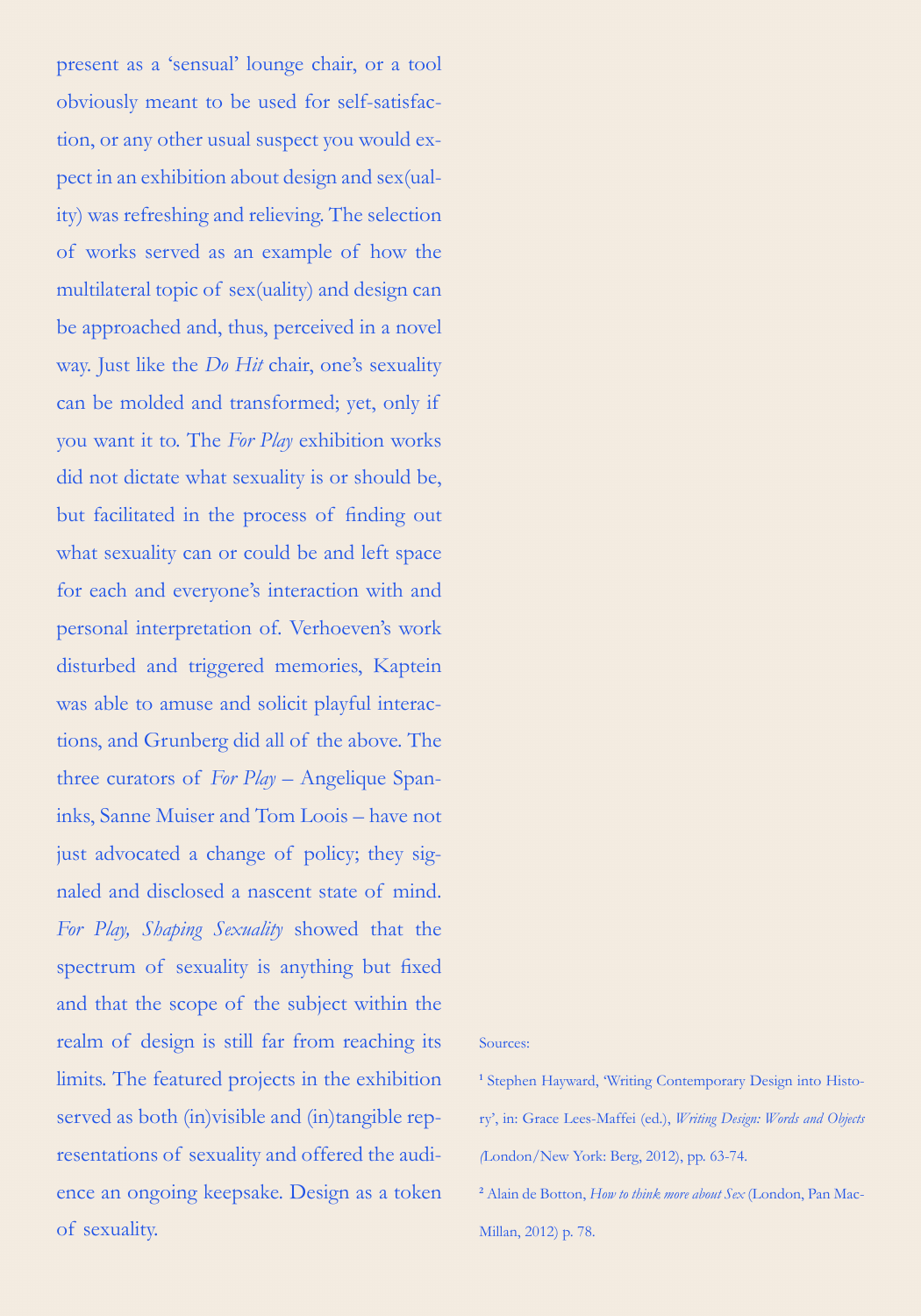present as a 'sensual' lounge chair, or a tool obviously meant to be used for self-satisfaction, or any other usual suspect you would expect in an exhibition about design and sex(uality) was refreshing and relieving. The selection of works served as an example of how the multilateral topic of sex(uality) and design can be approached and, thus, perceived in a novel way. Just like the *Do Hit* chair, one's sexuality can be molded and transformed; yet, only if you want it to. The *For Play* exhibition works did not dictate what sexuality is or should be, but facilitated in the process of finding out what sexuality can or could be and left space for each and everyone's interaction with and personal interpretation of. Verhoeven's work disturbed and triggered memories, Kaptein was able to amuse and solicit playful interactions, and Grunberg did all of the above. The three curators of *For Play* – Angelique Spaninks, Sanne Muiser and Tom Loois – have not just advocated a change of policy; they signaled and disclosed a nascent state of mind. *For Play, Shaping Sexuality* showed that the spectrum of sexuality is anything but fixed and that the scope of the subject within the realm of design is still far from reaching its limits. The featured projects in the exhibition served as both (in)visible and (in)tangible representations of sexuality and offered the audience an ongoing keepsake. Design as a token of sexuality.

Sources:

[1] Stephen Hayward, 'Writing Contemporary Design into History', in: Grace Lees-Maffei (ed.), *Writing Design: Words and Objects* (London/New York: Berg, 2012), pp. 63-74.

[2] Alain de Botton, *How to think more about Sex* (London, Pan MacMillan, 2012) p. 78.